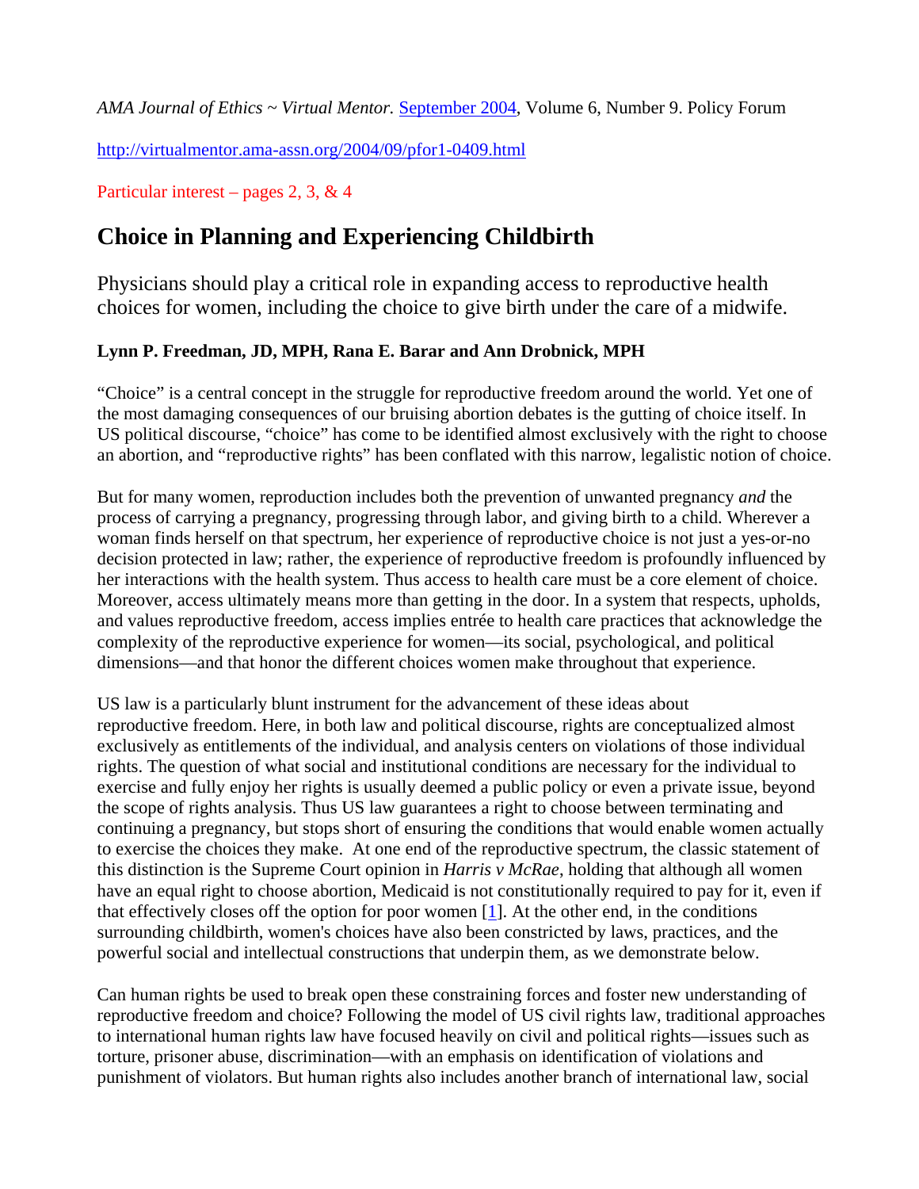*AMA Journal of Ethics ~ Virtual Mentor.* September 2004, Volume 6, Number 9. Policy Forum

http://virtualmentor.ama-assn.org/2004/09/pfor1-0409.html

Particular interest – pages 2, 3, & 4

# Choice in Planning and Experiencing Childbirth

Physicians should play a critical role in expanding access to reproductive health choices for women, including the choice to give birth under the care of a midwife.

**Lynn P. Freedman, JD, MPH, Rana E. Barar and Ann Drobnick, MPH**

"Choice" is a central concept in the struggle for reproductive freedom around the world. Yet one of the most damaging consequences of our bruising abortion debates is the gutting of choice itself. In US political discourse, "choice" has come to be identified almost exclusively with the right to choose an abortion, and "reproductive rights" has been conflated with this narrow, legalistic notion of choice.

But for many women, reproduction includes both the prevention of unwanted pregnancy *and* the process of carrying a pregnancy, progressing through labor, and giving birth to a child. Wherever a woman finds herself on that spectrum, her experience of reproductive choice is not just a yes-or-no decision protected in law; rather, the experience of reproductive freedom is profoundly influenced by her interactions with the health system. Thus access to health care must be a core element of choice. Moreover, access ultimately means more than getting in the door. In a system that respects, upholds, and values reproductive freedom, access implies entrée to health care practices that acknowledge the complexity of the reproductive experience for women—its social, psychological, and political dimensions—and that honor the different choices women make throughout that experience.

US law is a particularly blunt instrument for the advancement of these ideas about reproductive freedom. Here, in both law and political discourse, rights are conceptualized almost exclusively as entitlements of the individual, and analysis centers on violations of those individual rights. The question of what social and institutional conditions are necessary for the individual to exercise and fully enjoy her rights is usually deemed a public policy or even a private issue, beyond the scope of rights analysis. Thus US law guarantees a right to choose between terminating and continuing a pregnancy, but stops short of ensuring the conditions that would enable women actually to exercise the choices they make. At one end of the reproductive spectrum, the classic statement of this distinction is the Supreme Court opinion in *Harris v McRae*, holding that although all women have an equal right to choose abortion, Medicaid is not constitutionally required to pay for it, even if that effectively closes off the option for poor women [1]. At the other end, in the conditions surrounding childbirth, women's choices have also been constricted by laws, practices, and the powerful social and intellectual constructions that underpin them, as we demonstrate below.

Can human rights be used to break open these constraining forces and foster new understanding of reproductive freedom and choice? Following the model of US civil rights law, traditional approaches to international human rights law have focused heavily on civil and political rights—issues such as torture, prisoner abuse, discrimination—with an emphasis on identification of violations and punishment of violators. But human rights also includes another branch of international law, social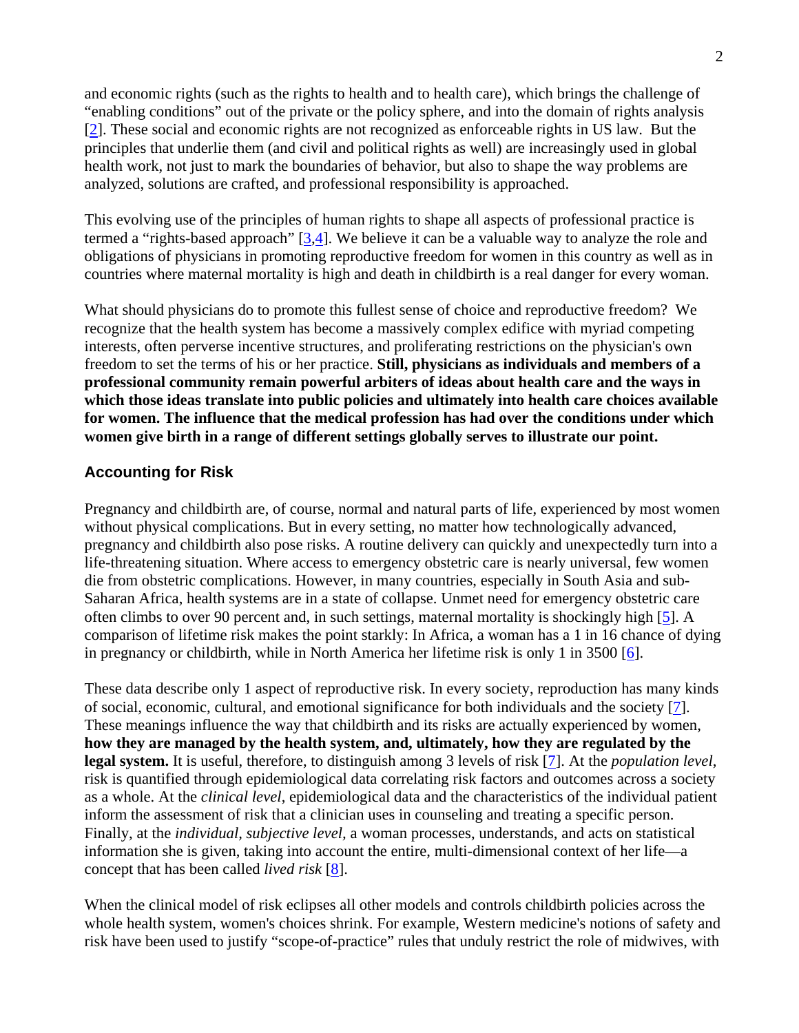and economic rights (such as the rights to health and to health care), which brings the challenge of "enabling conditions" out of the private or the policy sphere, and into the domain of rights analysis [2]. These social and economic rights are not recognized as enforceable rights in US law. But the principles that underlie them (and civil and political rights as well) are increasingly used in global health work, not just to mark the boundaries of behavior, but also to shape the way problems are analyzed, solutions are crafted, and professional responsibility is approached.

This evolving use of the principles of human rights to shape all aspects of professional practice is termed a "rights-based approach" [3,4]. We believe it can be a valuable way to analyze the role and obligations of physicians in promoting reproductive freedom for women in this country as well as in countries where maternal mortality is high and death in childbirth is a real danger for every woman.

What should physicians do to promote this fullest sense of choice and reproductive freedom? We recognize that the health system has become a massively complex edifice with myriad competing interests, often perverse incentive structures, and proliferating restrictions on the physician's own freedom to set the terms of his or her practice. **Still, physicians as individuals and members of a professional community remain powerful arbiters of ideas about health care and the ways in which those ideas translate into public policies and ultimately into health care choices available for women. The influence that the medical profession has had over the conditions under which women give birth in a range of different settings globally serves to illustrate our point.**

## Accounting for Risk

Pregnancy and childbirth are, of course, normal and natural parts of life, experienced by most women without physical complications. But in every setting, no matter how technologically advanced, pregnancy and childbirth also pose risks. A routine delivery can quickly and unexpectedly turn into a life-threatening situation. Where access to emergency obstetric care is nearly universal, few women die from obstetric complications. However, in many countries, especially in South Asia and sub-Saharan Africa, health systems are in a state of collapse. Unmet need for emergency obstetric care often climbs to over 90 percent and, in such settings, maternal mortality is shockingly high [5]. A comparison of lifetime risk makes the point starkly: In Africa, a woman has a 1 in 16 chance of dying in pregnancy or childbirth, while in North America her lifetime risk is only 1 in 3500 [6].

These data describe only 1 aspect of reproductive risk. In every society, reproduction has many kinds of social, economic, cultural, and emotional significance for both individuals and the society [7]. These meanings influence the way that childbirth and its risks are actually experienced by women, **how they are managed by the health system, and, ultimately, how they are regulated by the legal system.** It is useful, therefore, to distinguish among 3 levels of risk [7]. At the *population level*, risk is quantified through epidemiological data correlating risk factors and outcomes across a society as a whole. At the *clinical level*, epidemiological data and the characteristics of the individual patient inform the assessment of risk that a clinician uses in counseling and treating a specific person. Finally, at the *individual, subjective level,* a woman processes, understands, and acts on statistical information she is given, taking into account the entire, multi-dimensional context of her life—a concept that has been called *lived risk* [8].

When the clinical model of risk eclipses all other models and controls childbirth policies across the whole health system, women's choices shrink. For example, Western medicine's notions of safety and risk have been used to justify "scope-of-practice" rules that unduly restrict the role of midwives, with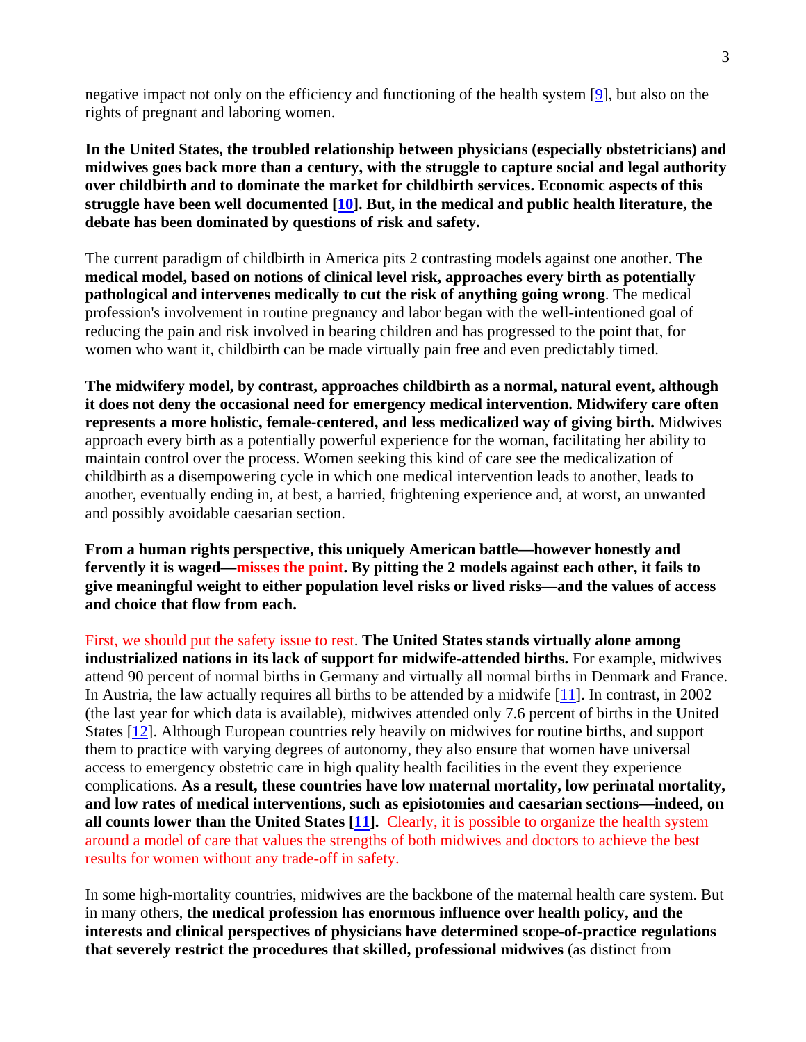negative impact not only on the efficiency and functioning of the health system [9], but also on the rights of pregnant and laboring women.

**In the United States, the troubled relationship between physicians (especially obstetricians) and midwives goes back more than a century, with the struggle to capture social and legal authority over childbirth and to dominate the market for childbirth services. Economic aspects of this struggle have been well documented [10]. But, in the medical and public health literature, the debate has been dominated by questions of risk and safety.**

The current paradigm of childbirth in America pits 2 contrasting models against one another. **The medical model, based on notions of clinical level risk, approaches every birth as potentially pathological and intervenes medically to cut the risk of anything going wrong**. The medical profession's involvement in routine pregnancy and labor began with the well-intentioned goal of reducing the pain and risk involved in bearing children and has progressed to the point that, for women who want it, childbirth can be made virtually pain free and even predictably timed.

**The midwifery model, by contrast, approaches childbirth as a normal, natural event, although it does not deny the occasional need for emergency medical intervention. Midwifery care often represents a more holistic, female-centered, and less medicalized way of giving birth.** Midwives approach every birth as a potentially powerful experience for the woman, facilitating her ability to maintain control over the process. Women seeking this kind of care see the medicalization of childbirth as a disempowering cycle in which one medical intervention leads to another, leads to another, eventually ending in, at best, a harried, frightening experience and, at worst, an unwanted and possibly avoidable caesarian section.

**From a human rights perspective, this uniquely American battle—however honestly and fervently it is waged—misses the point. By pitting the 2 models against each other, it fails to give meaningful weight to either population level risks or lived risks—and the values of access and choice that flow from each.**

First, we should put the safety issue to rest. **The United States stands virtually alone among industrialized nations in its lack of support for midwife-attended births.** For example, midwives attend 90 percent of normal births in Germany and virtually all normal births in Denmark and France. In Austria, the law actually requires all births to be attended by a midwife [11]. In contrast, in 2002 (the last year for which data is available), midwives attended only 7.6 percent of births in the United States [12]. Although European countries rely heavily on midwives for routine births, and support them to practice with varying degrees of autonomy, they also ensure that women have universal access to emergency obstetric care in high quality health facilities in the event they experience complications. **As a result, these countries have low maternal mortality, low perinatal mortality, and low rates of medical interventions, such as episiotomies and caesarian sections—indeed, on all counts lower than the United States [11].** Clearly, it is possible to organize the health system around a model of care that values the strengths of both midwives and doctors to achieve the best results for women without any trade-off in safety.

In some high-mortality countries, midwives are the backbone of the maternal health care system. But in many others, **the medical profession has enormous influence over health policy, and the interests and clinical perspectives of physicians have determined scope-of-practice regulations that severely restrict the procedures that skilled, professional midwives** (as distinct from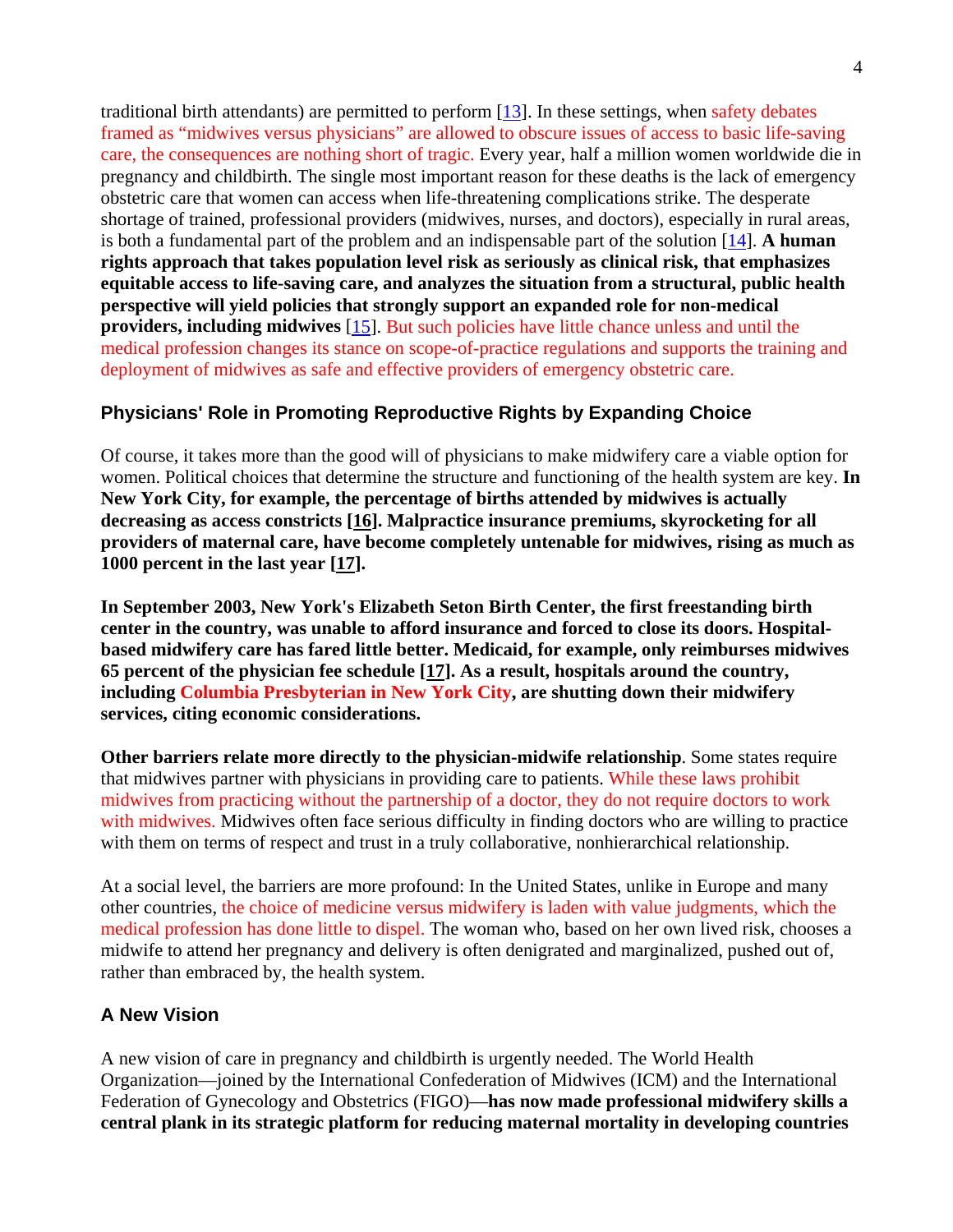traditional birth attendants) are permitted to perform [13]. In these settings, when safety debates framed as “midwives versus physicians” are allowed to obscure issues of access to basic life-saving care, the consequences are nothing short of tragic. Every year, half a million women worldwide die in pregnancy and childbirth. The single most important reason for these deaths is the lack of emergency obstetric care that women can access when life-threatening complications strike. The desperate shortage of trained, professional providers (midwives, nurses, and doctors), especially in rural areas, is both a fundamental part of the problem and an indispensable part of the solution [14]. **A human rights approach that takes population level risk as seriously as clinical risk, that emphasizes equitable access to life-saving care, and analyzes the situation from a structural, public health perspective will yield policies that strongly support an expanded role for non-medical providers, including midwives** [15]. But such policies have little chance unless and until the medical profession changes its stance on scope-of-practice regulations and supports the training and deployment of midwives as safe and effective providers of emergency obstetric care.

## Physicians' Role in Promoting Reproductive Rights by Expanding Choice

Of course, it takes more than the good will of physicians to make midwifery care a viable option for women. Political choices that determine the structure and functioning of the health system are key. **In New York City, for example, the percentage of births attended by midwives is actually decreasing as access constricts [16]. Malpractice insurance premiums, skyrocketing for all providers of maternal care, have become completely untenable for midwives, rising as much as 1000 percent in the last year [17].**

**In September 2003, New York's Elizabeth Seton Birth Center, the first freestanding birth center in the country, was unable to afford insurance and forced to close its doors. Hospital-based midwifery care has fared little better. Medicaid, for example, only reimburses midwives 65 percent of the physician fee schedule [17]. As a result, hospitals around the country, including Columbia Presbyterian in New York City, are shutting down their midwifery services, citing economic considerations.**

**Other barriers relate more directly to the physician-midwife relationship**. Some states require that midwives partner with physicians in providing care to patients. While these laws prohibit midwives from practicing without the partnership of a doctor, they do not require doctors to work with midwives. Midwives often face serious difficulty in finding doctors who are willing to practice with them on terms of respect and trust in a truly collaborative, nonhierarchical relationship.

At a social level, the barriers are more profound: In the United States, unlike in Europe and many other countries, the choice of medicine versus midwifery is laden with value judgments, which the medical profession has done little to dispel. The woman who, based on her own lived risk, chooses a midwife to attend her pregnancy and delivery is often denigrated and marginalized, pushed out of, rather than embraced by, the health system.

## A New Vision

A new vision of care in pregnancy and childbirth is urgently needed. The World Health Organization—joined by the International Confederation of Midwives (ICM) and the International Federation of Gynecology and Obstetrics (FIGO)—**has now made professional midwifery skills a central plank in its strategic platform for reducing maternal mortality in developing countries**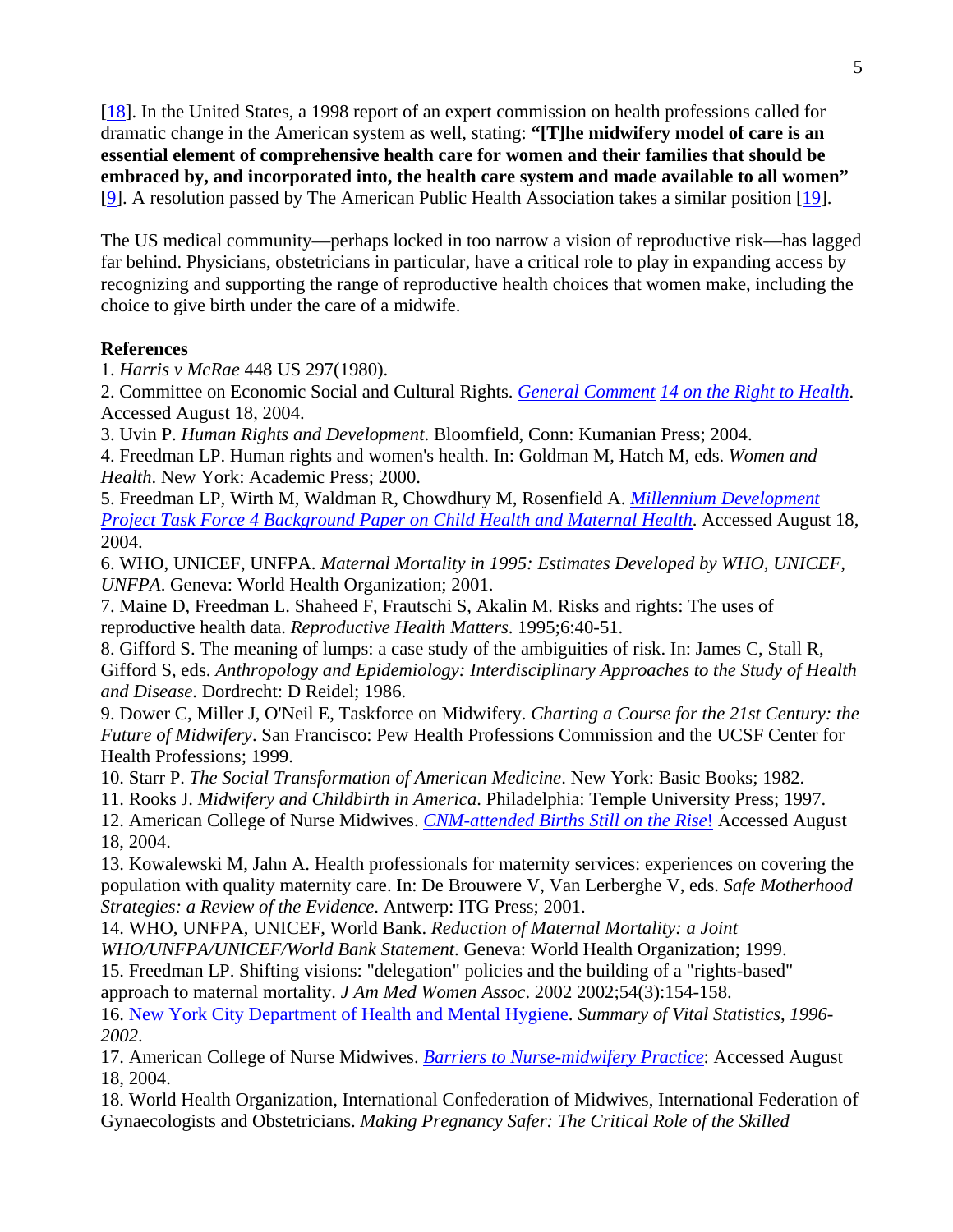[18]. In the United States, a 1998 report of an expert commission on health professions called for dramatic change in the American system as well, stating: **"[T]he midwifery model of care is an essential element of comprehensive health care for women and their families that should be embraced by, and incorporated into, the health care system and made available to all women"** [9]. A resolution passed by The American Public Health Association takes a similar position [19].

The US medical community—perhaps locked in too narrow a vision of reproductive risk—has lagged far behind. Physicians, obstetricians in particular, have a critical role to play in expanding access by recognizing and supporting the range of reproductive health choices that women make, including the choice to give birth under the care of a midwife.

**References**

1. *Harris v McRae* 448 US 297(1980).
2. Committee on Economic Social and Cultural Rights. *General Comment 14 on the Right to Health*. Accessed August 18, 2004.
3. Uvin P. *Human Rights and Development*. Bloomfield, Conn: Kumanian Press; 2004.
4. Freedman LP. Human rights and women's health. In: Goldman M, Hatch M, eds. *Women and Health*. New York: Academic Press; 2000.
5. Freedman LP, Wirth M, Waldman R, Chowdhury M, Rosenfield A. *Millennium Development Project Task Force 4 Background Paper on Child Health and Maternal Health*. Accessed August 18, 2004.
6. WHO, UNICEF, UNFPA. *Maternal Mortality in 1995: Estimates Developed by WHO, UNICEF, UNFPA*. Geneva: World Health Organization; 2001.
7. Maine D, Freedman L. Shaheed F, Frautschi S, Akalin M. Risks and rights: The uses of reproductive health data. *Reproductive Health Matters*. 1995;6:40-51.
8. Gifford S. The meaning of lumps: a case study of the ambiguities of risk. In: James C, Stall R, Gifford S, eds. *Anthropology and Epidemiology: Interdisciplinary Approaches to the Study of Health and Disease*. Dordrecht: D Reidel; 1986.
9. Dower C, Miller J, O'Neil E, Taskforce on Midwifery. *Charting a Course for the 21st Century: the Future of Midwifery*. San Francisco: Pew Health Professions Commission and the UCSF Center for Health Professions; 1999.
10. Starr P. *The Social Transformation of American Medicine*. New York: Basic Books; 1982.
11. Rooks J. *Midwifery and Childbirth in America*. Philadelphia: Temple University Press; 1997.
12. American College of Nurse Midwives. *CNM-attended Births Still on the Rise*! Accessed August 18, 2004.
13. Kowalewski M, Jahn A. Health professionals for maternity services: experiences on covering the population with quality maternity care. In: De Brouwere V, Van Lerberghe V, eds. *Safe Motherhood Strategies: a Review of the Evidence*. Antwerp: ITG Press; 2001.
14. WHO, UNFPA, UNICEF, World Bank. *Reduction of Maternal Mortality: a Joint WHO/UNFPA/UNICEF/World Bank Statement*. Geneva: World Health Organization; 1999.
15. Freedman LP. Shifting visions: "delegation" policies and the building of a "rights-based" approach to maternal mortality. *J Am Med Women Assoc*. 2002 2002;54(3):154-158.
16. New York City Department of Health and Mental Hygiene. *Summary of Vital Statistics, 1996-2002*.
17. American College of Nurse Midwives. *Barriers to Nurse-midwifery Practice*: Accessed August 18, 2004.
18. World Health Organization, International Confederation of Midwives, International Federation of Gynaecologists and Obstetricians. *Making Pregnancy Safer: The Critical Role of the Skilled*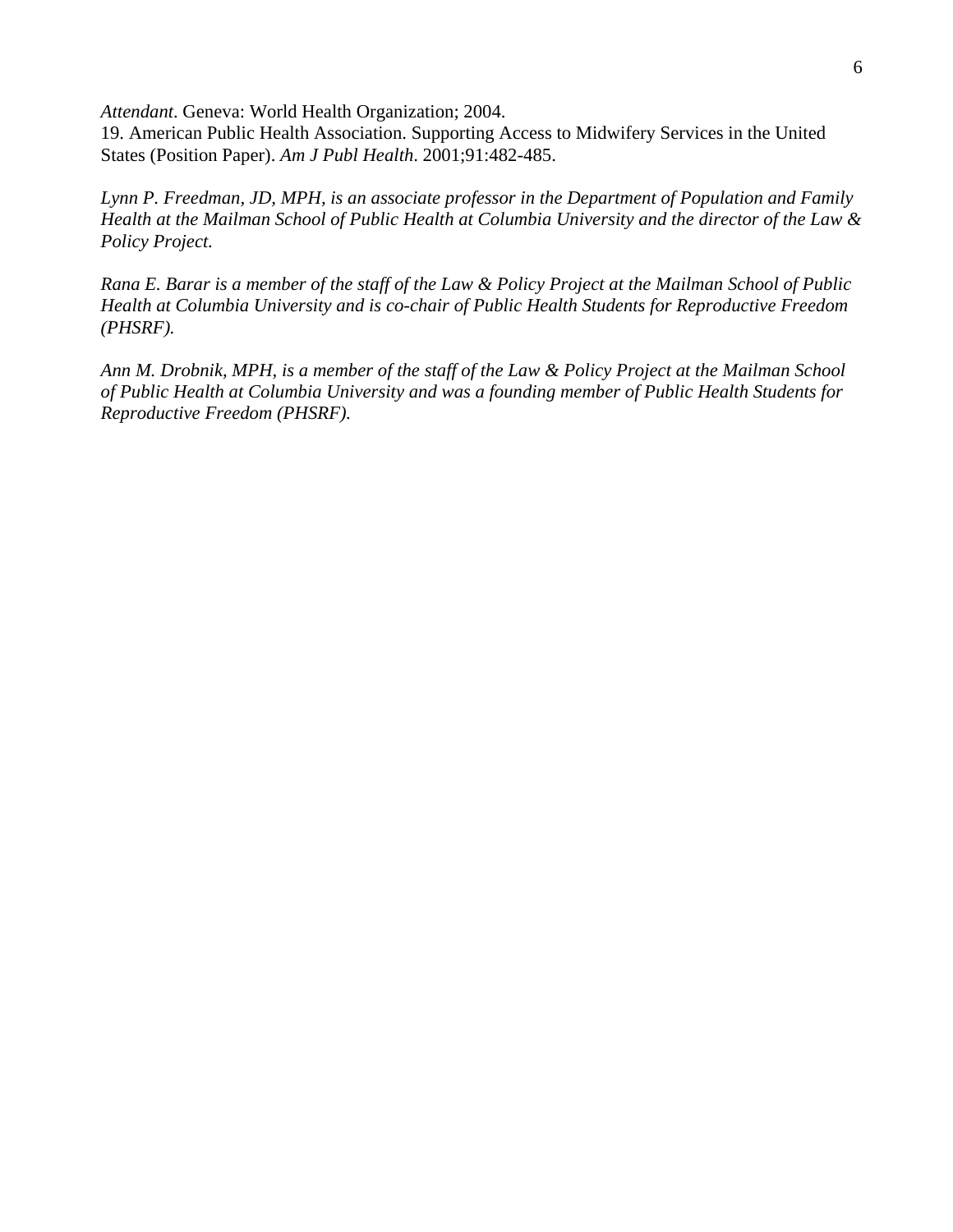*Attendant*. Geneva: World Health Organization; 2004.

19. American Public Health Association. Supporting Access to Midwifery Services in the United States (Position Paper). *Am J Publ Health*. 2001;91:482-485.

*Lynn P. Freedman, JD, MPH, is an associate professor in the Department of Population and Family Health at the Mailman School of Public Health at Columbia University and the director of the Law & Policy Project.*

*Rana E. Barar is a member of the staff of the Law & Policy Project at the Mailman School of Public Health at Columbia University and is co-chair of Public Health Students for Reproductive Freedom (PHSRF).*

*Ann M. Drobnik, MPH, is a member of the staff of the Law & Policy Project at the Mailman School of Public Health at Columbia University and was a founding member of Public Health Students for Reproductive Freedom (PHSRF).*